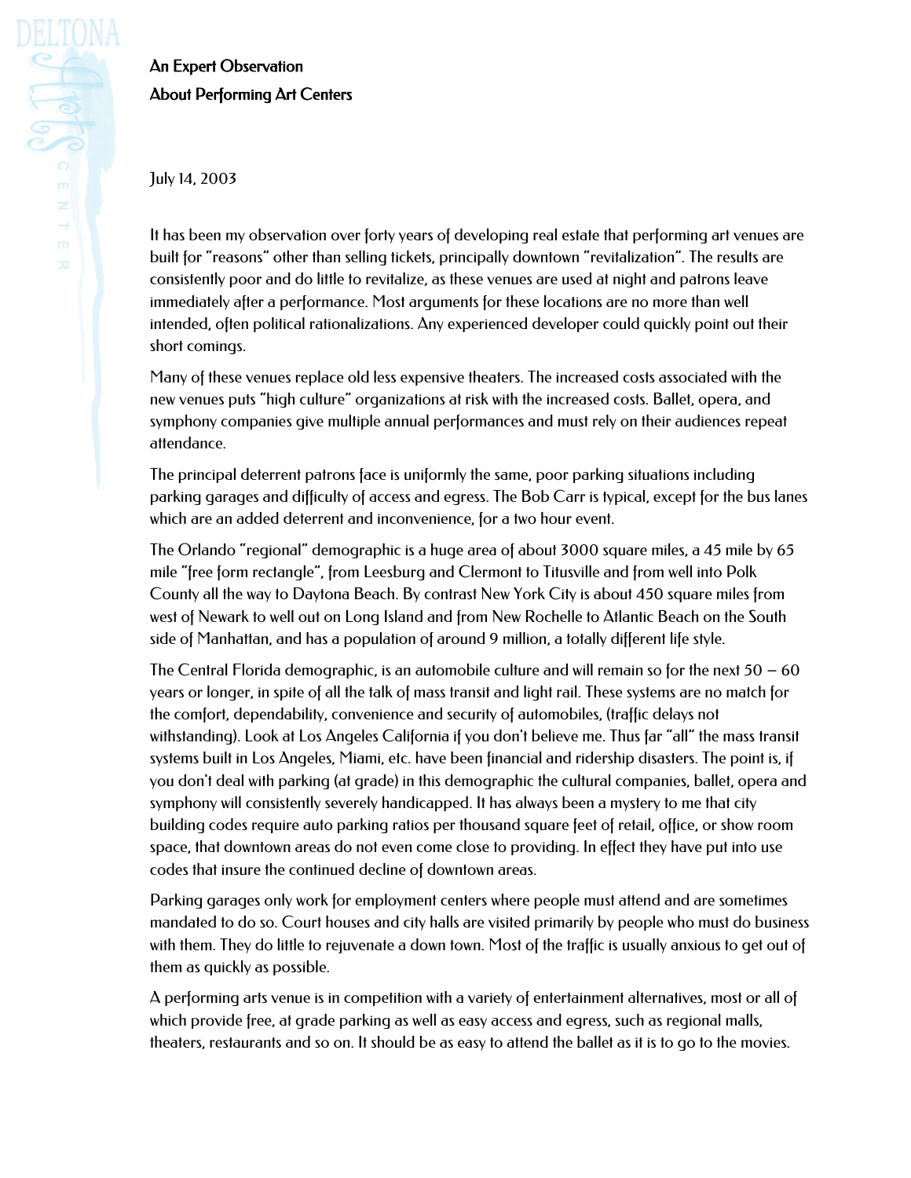**An Expert Observation**

**About Performing Art Centers**

July 14, 2003

It has been my observation over forty years of developing real estate that performing art venues are built for "reasons" other than selling tickets, principally downtown "revitalization". The results are consistently poor and do little to revitalize, as these venues are used at night and patrons leave immediately after a performance. Most arguments for these locations are no more than well intended, often political rationalizations. Any experienced developer could quickly point out their short comings.

Many of these venues replace old less expensive theaters. The increased costs associated with the new venues puts "high culture" organizations at risk with the increased costs. Ballet, opera, and symphony companies give multiple annual performances and must rely on their audiences repeat attendance.

The principal deterrent patrons face is uniformly the same, poor parking situations including parking garages and difficulty of access and egress. The Bob Carr is typical, except for the bus lanes which are an added deterrent and inconvenience, for a two hour event.

The Orlando "regional" demographic is a huge area of about 3000 square miles, a 45 mile by 65 mile "free form rectangle", from Leesburg and Clermont to Titusville and from well into Polk County all the way to Daytona Beach. By contrast New York City is about 450 square miles from west of Newark to well out on Long Island and from New Rochelle to Atlantic Beach on the South side of Manhattan, and has a population of around 9 million, a totally different life style.

The Central Florida demographic, is an automobile culture and will remain so for the next 50 – 60 years or longer, in spite of all the talk of mass transit and light rail. These systems are no match for the comfort, dependability, convenience and security of automobiles, (traffic delays not withstanding). Look at Los Angeles California if you don't believe me. Thus far "all" the mass transit systems built in Los Angeles, Miami, etc. have been financial and ridership disasters. The point is, if you don't deal with parking (at grade) in this demographic the cultural companies, ballet, opera and symphony will consistently severely handicapped. It has always been a mystery to me that city building codes require auto parking ratios per thousand square feet of retail, office, or show room space, that downtown areas do not even come close to providing. In effect they have put into use codes that insure the continued decline of downtown areas.

Parking garages only work for employment centers where people must attend and are sometimes mandated to do so. Court houses and city halls are visited primarily by people who must do business with them. They do little to rejuvenate a down town. Most of the traffic is usually anxious to get out of them as quickly as possible.

A performing arts venue is in competition with a variety of entertainment alternatives, most or all of which provide free, at grade parking as well as easy access and egress, such as regional malls, theaters, restaurants and so on. It should be as easy to attend the ballet as it is to go to the movies.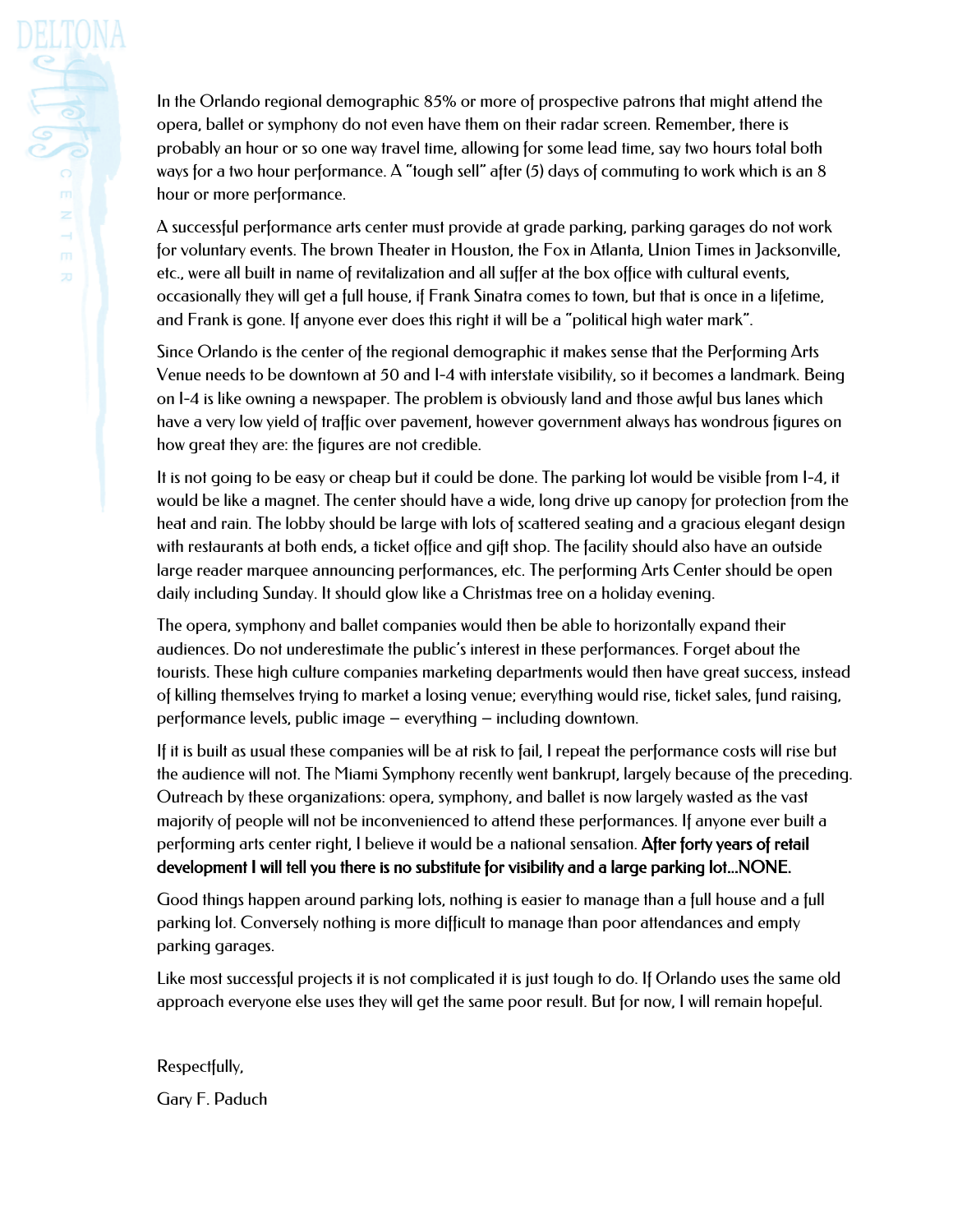In the Orlando regional demographic 85% or more of prospective patrons that might attend the opera, ballet or symphony do not even have them on their radar screen. Remember, there is probably an hour or so one way travel time, allowing for some lead time, say two hours total both ways for a two hour performance. A "tough sell" after (5) days of commuting to work which is an 8 hour or more performance.

A successful performance arts center must provide at grade parking, parking garages do not work for voluntary events. The brown Theater in Houston, the Fox in Atlanta, Union Times in Jacksonville, etc., were all built in name of revitalization and all suffer at the box office with cultural events, occasionally they will get a full house, if Frank Sinatra comes to town, but that is once in a lifetime, and Frank is gone. If anyone ever does this right it will be a "political high water mark".

Since Orlando is the center of the regional demographic it makes sense that the Performing Arts Venue needs to be downtown at 50 and I-4 with interstate visibility, so it becomes a landmark. Being on I-4 is like owning a newspaper. The problem is obviously land and those awful bus lanes which have a very low yield of traffic over pavement, however government always has wondrous figures on how great they are: the figures are not credible.

It is not going to be easy or cheap but it could be done. The parking lot would be visible from I-4, it would be like a magnet. The center should have a wide, long drive up canopy for protection from the heat and rain. The lobby should be large with lots of scattered seating and a gracious elegant design with restaurants at both ends, a ticket office and gift shop. The facility should also have an outside large reader marquee announcing performances, etc. The performing Arts Center should be open daily including Sunday. It should glow like a Christmas tree on a holiday evening.

The opera, symphony and ballet companies would then be able to horizontally expand their audiences. Do not underestimate the public's interest in these performances. Forget about the tourists. These high culture companies marketing departments would then have great success, instead of killing themselves trying to market a losing venue; everything would rise, ticket sales, fund raising, performance levels, public image – everything – including downtown.

If it is built as usual these companies will be at risk to fail, I repeat the performance costs will rise but the audience will not. The Miami Symphony recently went bankrupt, largely because of the preceding. Outreach by these organizations: opera, symphony, and ballet is now largely wasted as the vast majority of people will not be inconvenienced to attend these performances. If anyone ever built a performing arts center right, I believe it would be a national sensation. **After forty years of retail development I will tell you there is no substitute for visibility and a large parking lot…NONE.**

Good things happen around parking lots, nothing is easier to manage than a full house and a full parking lot. Conversely nothing is more difficult to manage than poor attendances and empty parking garages.

Like most successful projects it is not complicated it is just tough to do. If Orlando uses the same old approach everyone else uses they will get the same poor result. But for now, I will remain hopeful.

Respectfully,

Gary F. Paduch